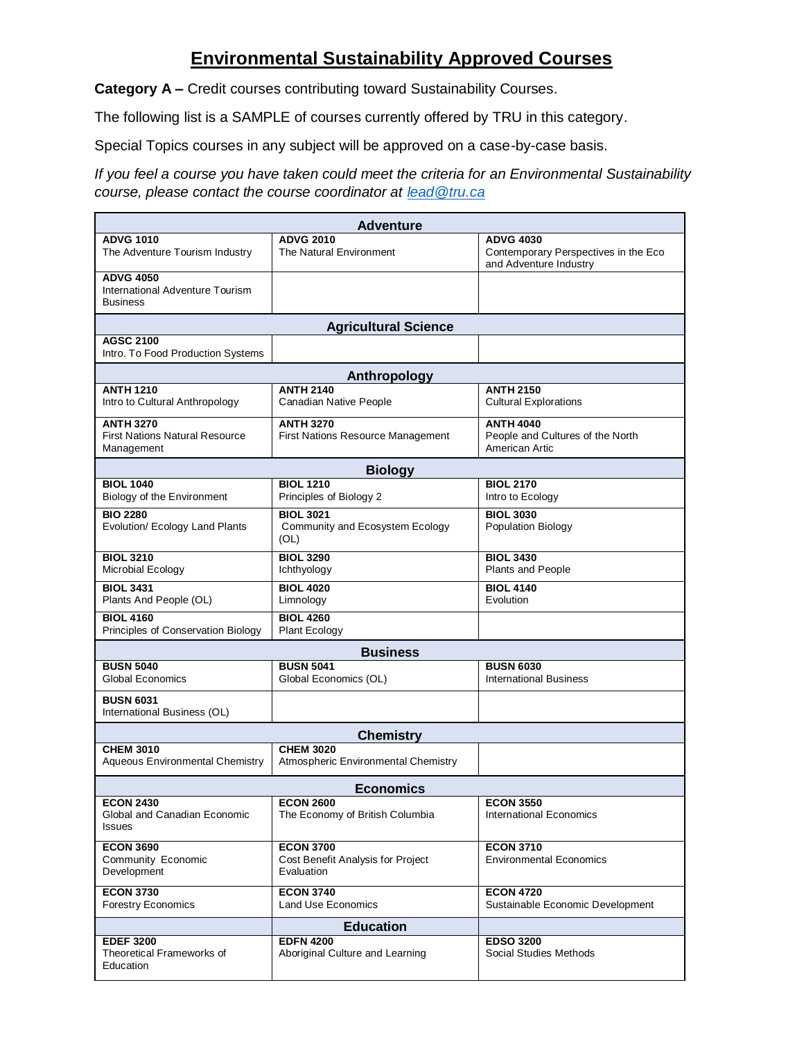# Environmental Sustainability Approved Courses

**Category A –** Credit courses contributing toward Sustainability Courses.

The following list is a SAMPLE of courses currently offered by TRU in this category.

Special Topics courses in any subject will be approved on a case-by-case basis.

*If you feel a course you have taken could meet the criteria for an Environmental Sustainability course, please contact the course coordinator at [lead@tru.ca](mailto:lead@tru.ca)*

| | | |
|---|---|---|
| | **Adventure** | |
| **ADVG 1010**<br>The Adventure Tourism Industry | **ADVG 2010**<br>The Natural Environment | **ADVG 4030**<br>Contemporary Perspectives in the Eco and Adventure Industry |
| **ADVG 4050**<br>International Adventure Tourism Business | | |
| | **Agricultural Science** | |
| **AGSC 2100**<br>Intro. To Food Production Systems | | |
| | **Anthropology** | |
| **ANTH 1210**<br>Intro to Cultural Anthropology | **ANTH 2140**<br>Canadian Native People | **ANTH 2150**<br>Cultural Explorations |
| **ANTH 3270**<br>First Nations Natural Resource Management | **ANTH 3270**<br>First Nations Resource Management | **ANTH 4040**<br>People and Cultures of the North American Artic |
| | **Biology** | |
| **BIOL 1040**<br>Biology of the Environment | **BIOL 1210**<br>Principles of Biology 2 | **BIOL 2170**<br>Intro to Ecology |
| **BIO 2280**<br>Evolution/ Ecology Land Plants | **BIOL 3021**<br>Community and Ecosystem Ecology (OL) | **BIOL 3030**<br>Population Biology |
| **BIOL 3210**<br>Microbial Ecology | **BIOL 3290**<br>Ichthyology | **BIOL 3430**<br>Plants and People |
| **BIOL 3431**<br>Plants And People (OL) | **BIOL 4020**<br>Limnology | **BIOL 4140**<br>Evolution |
| **BIOL 4160**<br>Principles of Conservation Biology | **BIOL 4260**<br>Plant Ecology | |
| | **Business** | |
| **BUSN 5040**<br>Global Economics | **BUSN 5041**<br>Global Economics (OL) | **BUSN 6030**<br>International Business |
| **BUSN 6031**<br>International Business (OL) | | |
| | **Chemistry** | |
| **CHEM 3010**<br>Aqueous Environmental Chemistry | **CHEM 3020**<br>Atmospheric Environmental Chemistry | |
| | **Economics** | |
| **ECON 2430**<br>Global and Canadian Economic Issues | **ECON 2600**<br>The Economy of British Columbia | **ECON 3550**<br>International Economics |
| **ECON 3690**<br>Community Economic Development | **ECON 3700**<br>Cost Benefit Analysis for Project Evaluation | **ECON 3710**<br>Environmental Economics |
| **ECON 3730**<br>Forestry Economics | **ECON 3740**<br>Land Use Economics | **ECON 4720**<br>Sustainable Economic Development |
| | **Education** | |
| **EDEF 3200**<br>Theoretical Frameworks of Education | **EDFN 4200**<br>Aboriginal Culture and Learning | **EDSO 3200**<br>Social Studies Methods |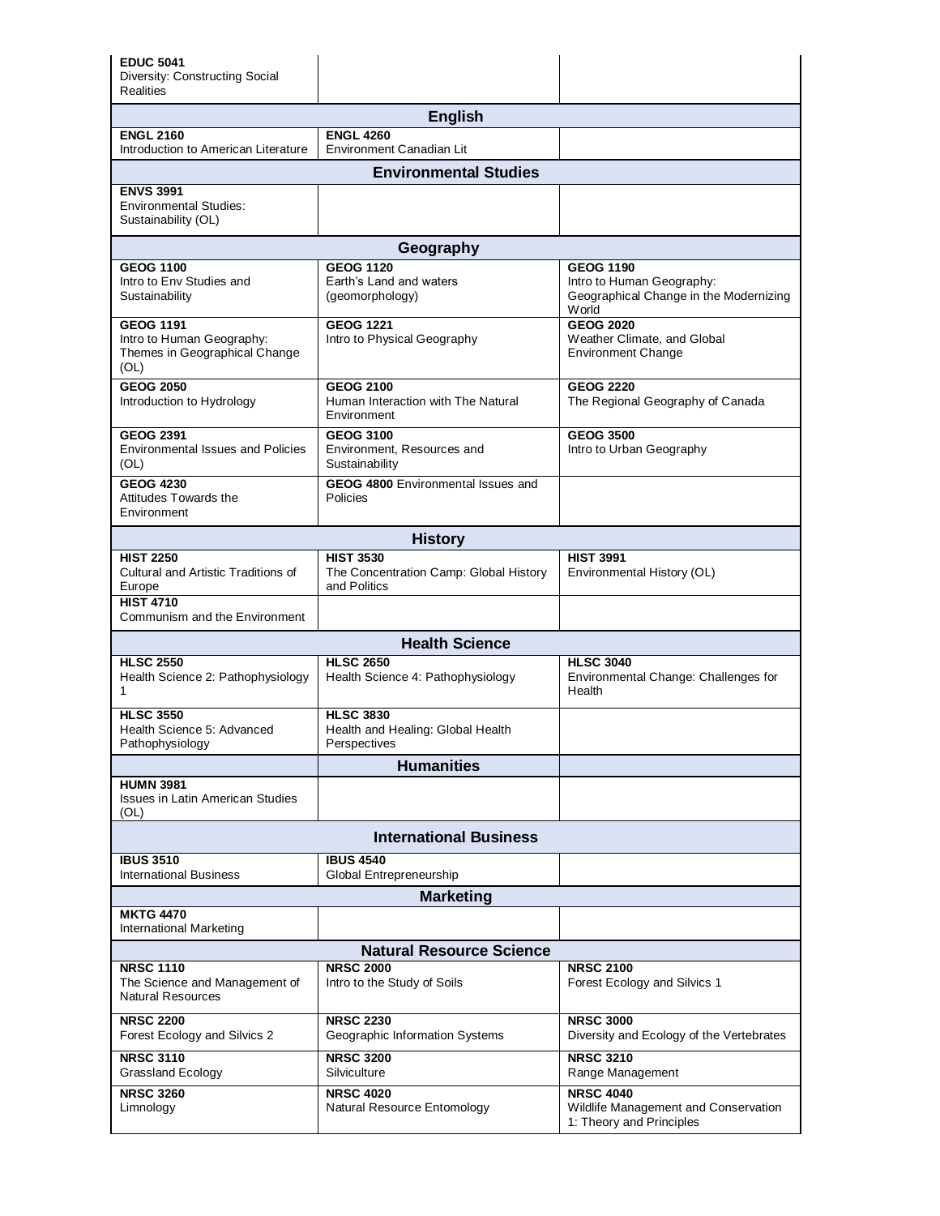| | | |
|---|---|---|
| **EDUC 5041**<br>Diversity: Constructing Social Realities | | |
| **English** | | |
| **ENGL 2160**<br>Introduction to American Literature | **ENGL 4260**<br>Environment Canadian Lit | |
| **Environmental Studies** | | |
| **ENVS 3991**<br>Environmental Studies: Sustainability (OL) | | |
| **Geography** | | |
| **GEOG 1100**<br>Intro to Env Studies and Sustainability | **GEOG 1120**<br>Earth's Land and waters (geomorphology) | **GEOG 1190**<br>Intro to Human Geography: Geographical Change in the Modernizing World |
| **GEOG 1191**<br>Intro to Human Geography: Themes in Geographical Change (OL) | **GEOG 1221**<br>Intro to Physical Geography | **GEOG 2020**<br>Weather Climate, and Global Environment Change |
| **GEOG 2050**<br>Introduction to Hydrology | **GEOG 2100**<br>Human Interaction with The Natural Environment | **GEOG 2220**<br>The Regional Geography of Canada |
| **GEOG 2391**<br>Environmental Issues and Policies (OL) | **GEOG 3100**<br>Environment, Resources and Sustainability | **GEOG 3500**<br>Intro to Urban Geography |
| **GEOG 4230**<br>Attitudes Towards the Environment | **GEOG 4800** Environmental Issues and Policies | |
| **History** | | |
| **HIST 2250**<br>Cultural and Artistic Traditions of Europe | **HIST 3530**<br>The Concentration Camp: Global History and Politics | **HIST 3991**<br>Environmental History (OL) |
| **HIST 4710**<br>Communism and the Environment | | |
| **Health Science** | | |
| **HLSC 2550**<br>Health Science 2: Pathophysiology 1 | **HLSC 2650**<br>Health Science 4: Pathophysiology | **HLSC 3040**<br>Environmental Change: Challenges for Health |
| **HLSC 3550**<br>Health Science 5: Advanced Pathophysiology | **HLSC 3830**<br>Health and Healing: Global Health Perspectives | |
| | **Humanities** | |
| **HUMN 3981**<br>Issues in Latin American Studies (OL) | | |
| **International Business** | | |
| **IBUS 3510**<br>International Business | **IBUS 4540**<br>Global Entrepreneurship | |
| **Marketing** | | |
| **MKTG 4470**<br>International Marketing | | |
| **Natural Resource Science** | | |
| **NRSC 1110**<br>The Science and Management of Natural Resources | **NRSC 2000**<br>Intro to the Study of Soils | **NRSC 2100**<br>Forest Ecology and Silvics 1 |
| **NRSC 2200**<br>Forest Ecology and Silvics 2 | **NRSC 2230**<br>Geographic Information Systems | **NRSC 3000**<br>Diversity and Ecology of the Vertebrates |
| **NRSC 3110**<br>Grassland Ecology | **NRSC 3200**<br>Silviculture | **NRSC 3210**<br>Range Management |
| **NRSC 3260**<br>Limnology | **NRSC 4020**<br>Natural Resource Entomology | **NRSC 4040**<br>Wildlife Management and Conservation 1: Theory and Principles |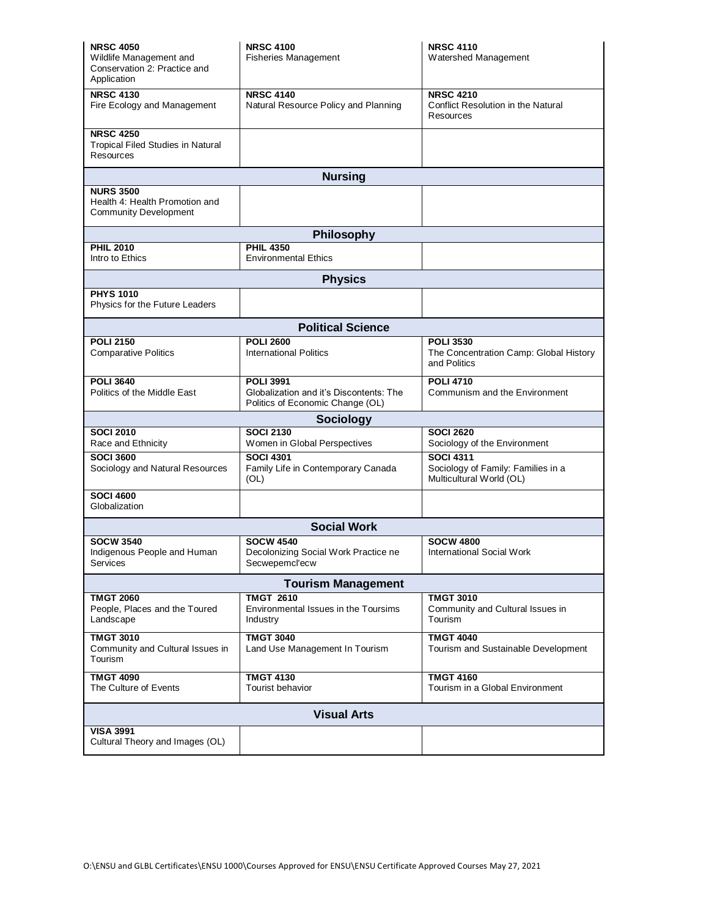| | | |
|---|---|---|
| **NRSC 4050** Wildlife Management and Conservation 2: Practice and Application | **NRSC 4100** Fisheries Management | **NRSC 4110** Watershed Management |
| **NRSC 4130** Fire Ecology and Management | **NRSC 4140** Natural Resource Policy and Planning | **NRSC 4210** Conflict Resolution in the Natural Resources |
| **NRSC 4250** Tropical Filed Studies in Natural Resources | | |
| **Nursing** | | |
| **NURS 3500** Health 4: Health Promotion and Community Development | | |
| **Philosophy** | | |
| **PHIL 2010** Intro to Ethics | **PHIL 4350** Environmental Ethics | |
| **Physics** | | |
| **PHYS 1010** Physics for the Future Leaders | | |
| **Political Science** | | |
| **POLI 2150** Comparative Politics | **POLI 2600** International Politics | **POLI 3530** The Concentration Camp: Global History and Politics |
| **POLI 3640** Politics of the Middle East | **POLI 3991** Globalization and it's Discontents: The Politics of Economic Change (OL) | **POLI 4710** Communism and the Environment |
| **Sociology** | | |
| **SOCI 2010** Race and Ethnicity | **SOCI 2130** Women in Global Perspectives | **SOCI 2620** Sociology of the Environment |
| **SOCI 3600** Sociology and Natural Resources | **SOCI 4301** Family Life in Contemporary Canada (OL) | **SOCI 4311** Sociology of Family: Families in a Multicultural World (OL) |
| **SOCI 4600** Globalization | | |
| **Social Work** | | |
| **SOCW 3540** Indigenous People and Human Services | **SOCW 4540** Decolonizing Social Work Practice ne Secwepemcl'ecw | **SOCW 4800** International Social Work |
| **Tourism Management** | | |
| **TMGT 2060** People, Places and the Toured Landscape | **TMGT 2610** Environmental Issues in the Toursims Industry | **TMGT 3010** Community and Cultural Issues in Tourism |
| **TMGT 3010** Community and Cultural Issues in Tourism | **TMGT 3040** Land Use Management In Tourism | **TMGT 4040** Tourism and Sustainable Development |
| **TMGT 4090** The Culture of Events | **TMGT 4130** Tourist behavior | **TMGT 4160** Tourism in a Global Environment |
| **Visual Arts** | | |
| **VISA 3991** Cultural Theory and Images (OL) | | |

O:\ENSU and GLBL Certificates\ENSU 1000\Courses Approved for ENSU\ENSU Certificate Approved Courses May 27, 2021